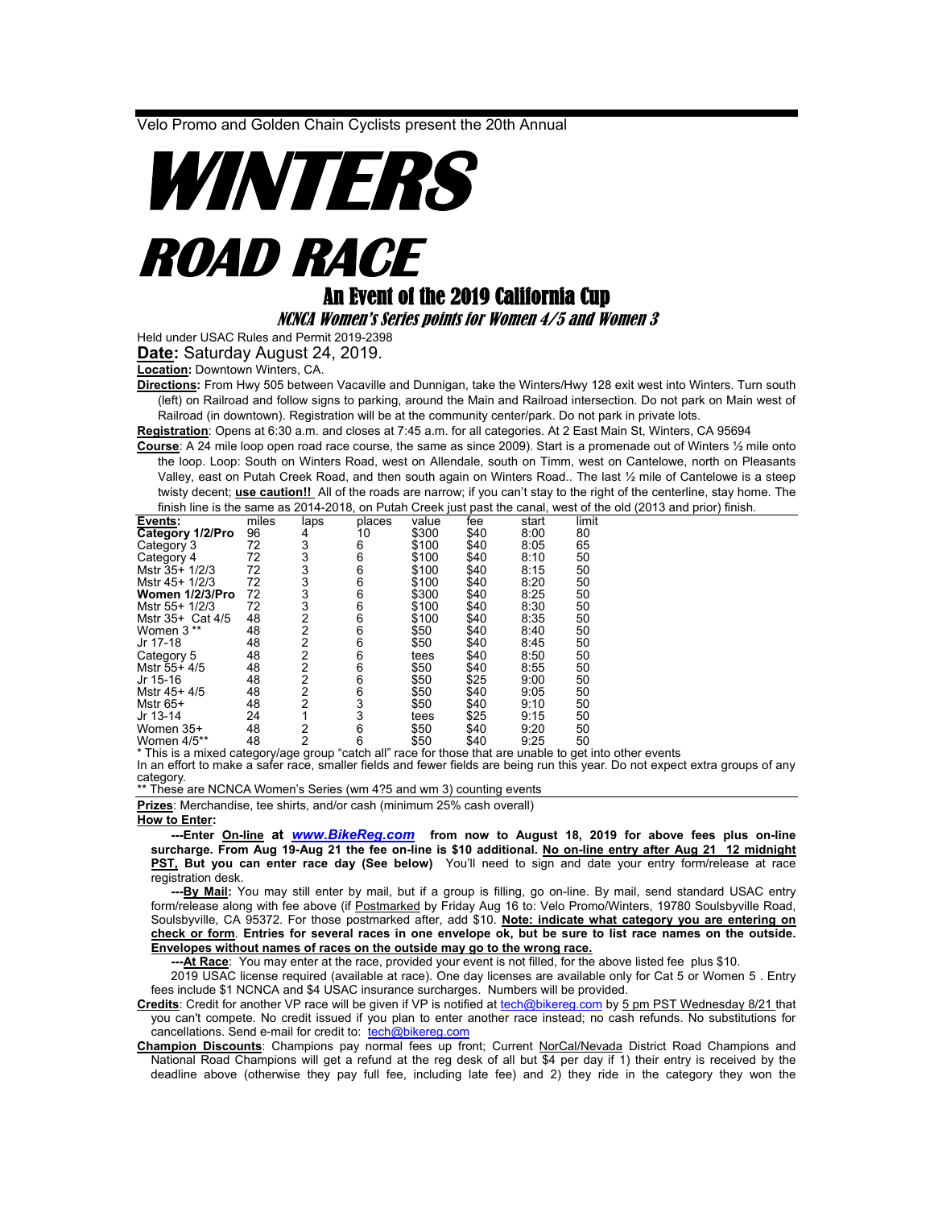Velo Promo and Golden Chain Cyclists present the 20th Annual

# WINTERS ROAD RACE

## An Event of the 2019 California Cup

### *NCNCA Women's Series points for Women 4/5 and Women 3*

Held under USAC Rules and Permit 2019-2398

**Date:** Saturday August 24, 2019.

**Location:** Downtown Winters, CA.

**Directions:** From Hwy 505 between Vacaville and Dunnigan, take the Winters/Hwy 128 exit west into Winters. Turn south (left) on Railroad and follow signs to parking, around the Main and Railroad intersection. Do not park on Main west of Railroad (in downtown). Registration will be at the community center/park. Do not park in private lots.

**Registration**: Opens at 6:30 a.m. and closes at 7:45 a.m. for all categories. At 2 East Main St, Winters, CA 95694

**Course**: A 24 mile loop open road race course, the same as since 2009). Start is a promenade out of Winters ½ mile onto the loop. Loop: South on Winters Road, west on Allendale, south on Timm, west on Cantelowe, north on Pleasants Valley, east on Putah Creek Road, and then south again on Winters Road.. The last ½ mile of Cantelowe is a steep twisty decent; **use caution!!** All of the roads are narrow; if you can't stay to the right of the centerline, stay home. The finish line is the same as 2014-2018, on Putah Creek just past the canal, west of the old (2013 and prior) finish.

| Events: | miles | laps | places | value | fee | start | limit |
|---|---|---|---|---|---|---|---|
| **Category 1/2/Pro** | 96 | 4 | 10 | $300 | $40 | 8:00 | 80 |
| Category 3 | 72 | 3 | 6 | $100 | $40 | 8:05 | 65 |
| Category 4 | 72 | 3 | 6 | $100 | $40 | 8:10 | 50 |
| Mstr 35+ 1/2/3 | 72 | 3 | 6 | $100 | $40 | 8:15 | 50 |
| Mstr 45+ 1/2/3 | 72 | 3 | 6 | $100 | $40 | 8:20 | 50 |
| **Women 1/2/3/Pro** | 72 | 3 | 6 | $300 | $40 | 8:25 | 50 |
| Mstr 55+ 1/2/3 | 72 | 3 | 6 | $100 | $40 | 8:30 | 50 |
| Mstr 35+ Cat 4/5 | 48 | 2 | 6 | $100 | $40 | 8:35 | 50 |
| Women 3 ** | 48 | 2 | 6 | $50 | $40 | 8:40 | 50 |
| Jr 17-18 | 48 | 2 | 6 | $50 | $40 | 8:45 | 50 |
| Category 5 | 48 | 2 | 6 | tees | $40 | 8:50 | 50 |
| Mstr 55+ 4/5 | 48 | 2 | 6 | $50 | $40 | 8:55 | 50 |
| Jr 15-16 | 48 | 2 | 6 | $50 | $25 | 9:00 | 50 |
| Mstr 45+ 4/5 | 48 | 2 | 6 | $50 | $40 | 9:05 | 50 |
| Mstr 65+ | 48 | 2 | 3 | $50 | $40 | 9:10 | 50 |
| Jr 13-14 | 24 | 1 | 3 | tees | $25 | 9:15 | 50 |
| Women 35+ | 48 | 2 | 6 | $50 | $40 | 9:20 | 50 |
| Women 4/5** | 48 | 2 | 6 | $50 | $40 | 9:25 | 50 |

* This is a mixed category/age group "catch all" race for those that are unable to get into other events

In an effort to make a safer race, smaller fields and fewer fields are being run this year. Do not expect extra groups of any category.

** These are NCNCA Women's Series (wm 4?5 and wm 3) counting events

**Prizes**: Merchandise, tee shirts, and/or cash (minimum 25% cash overall)

**How to Enter:**

**---Enter On-line at *www.BikeReg.com* from now to August 18, 2019 for above fees plus on-line surcharge. From Aug 19-Aug 21 the fee on-line is $10 additional. No on-line entry after Aug 21 12 midnight PST, But you can enter race day (See below)** You'll need to sign and date your entry form/release at race registration desk.

**---By Mail:** You may still enter by mail, but if a group is filling, go on-line. By mail, send standard USAC entry form/release along with fee above (if Postmarked by Friday Aug 16 to: Velo Promo/Winters, 19780 Soulsbyville Road, Soulsbyville, CA 95372. For those postmarked after, add $10. **Note: indicate what category you are entering on check or form**. **Entries for several races in one envelope ok, but be sure to list race names on the outside. Envelopes without names of races on the outside may go to the wrong race.**

**---At Race**: You may enter at the race, provided your event is not filled, for the above listed fee plus $10.

2019 USAC license required (available at race). One day licenses are available only for Cat 5 or Women 5 . Entry fees include $1 NCNCA and $4 USAC insurance surcharges. Numbers will be provided.

**Credits**: Credit for another VP race will be given if VP is notified at tech@bikereg.com by 5 pm PST Wednesday 8/21 that you can't compete. No credit issued if you plan to enter another race instead; no cash refunds. No substitutions for cancellations. Send e-mail for credit to: tech@bikereg.com

**Champion Discounts**: Champions pay normal fees up front; Current NorCal/Nevada District Road Champions and National Road Champions will get a refund at the reg desk of all but $4 per day if 1) their entry is received by the deadline above (otherwise they pay full fee, including late fee) and 2) they ride in the category they won the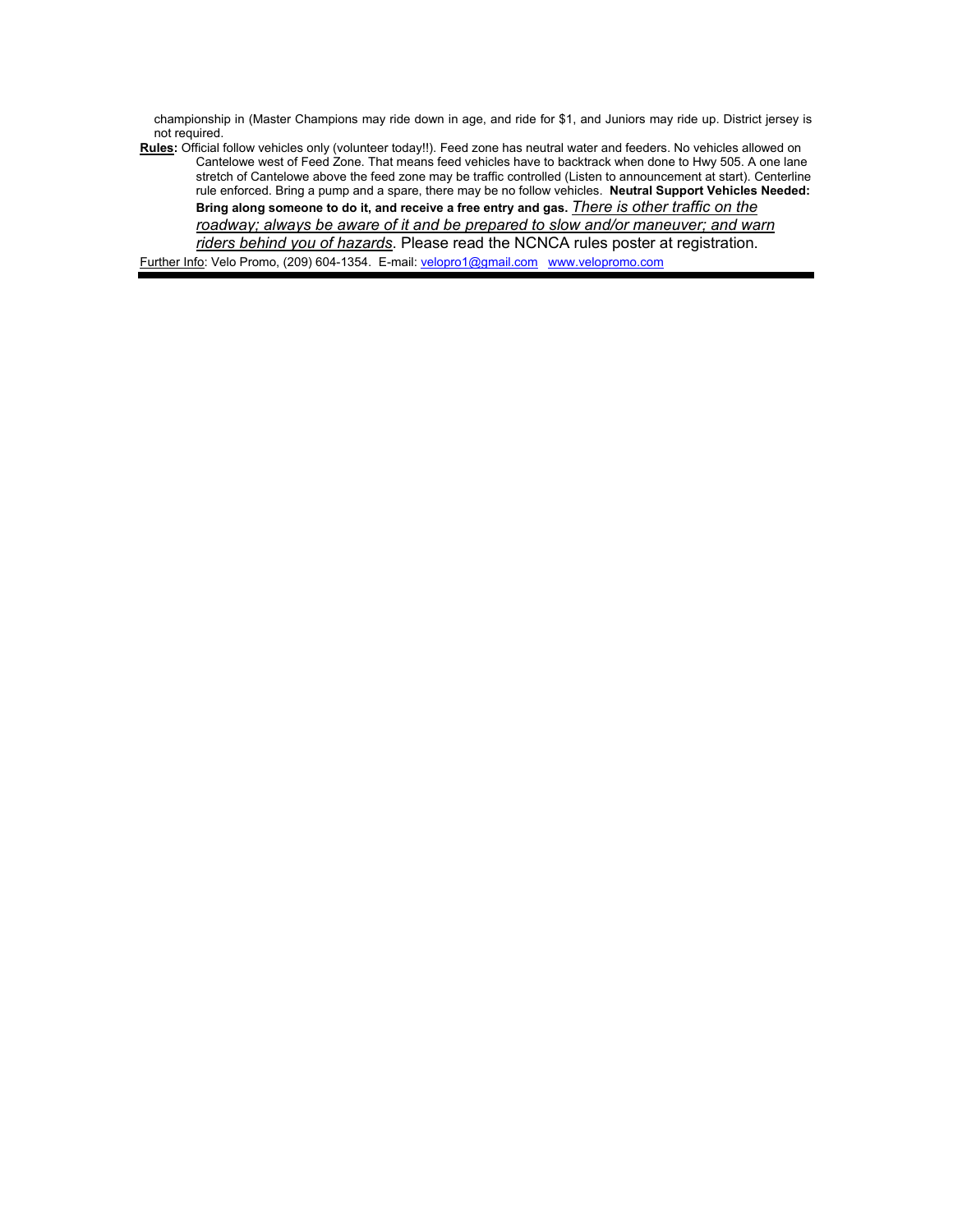championship in (Master Champions may ride down in age, and ride for $1, and Juniors may ride up. District jersey is not required.

**Rules:** Official follow vehicles only (volunteer today!!). Feed zone has neutral water and feeders. No vehicles allowed on Cantelowe west of Feed Zone. That means feed vehicles have to backtrack when done to Hwy 505. A one lane stretch of Cantelowe above the feed zone may be traffic controlled (Listen to announcement at start). Centerline rule enforced. Bring a pump and a spare, there may be no follow vehicles. **Neutral Support Vehicles Needed: Bring along someone to do it, and receive a free entry and gas.** *There is other traffic on the roadway; always be aware of it and be prepared to slow and/or maneuver; and warn riders behind you of hazards*. Please read the NCNCA rules poster at registration.

Further Info: Velo Promo, (209) 604-1354. E-mail: velopro1@gmail.com www.velopromo.com